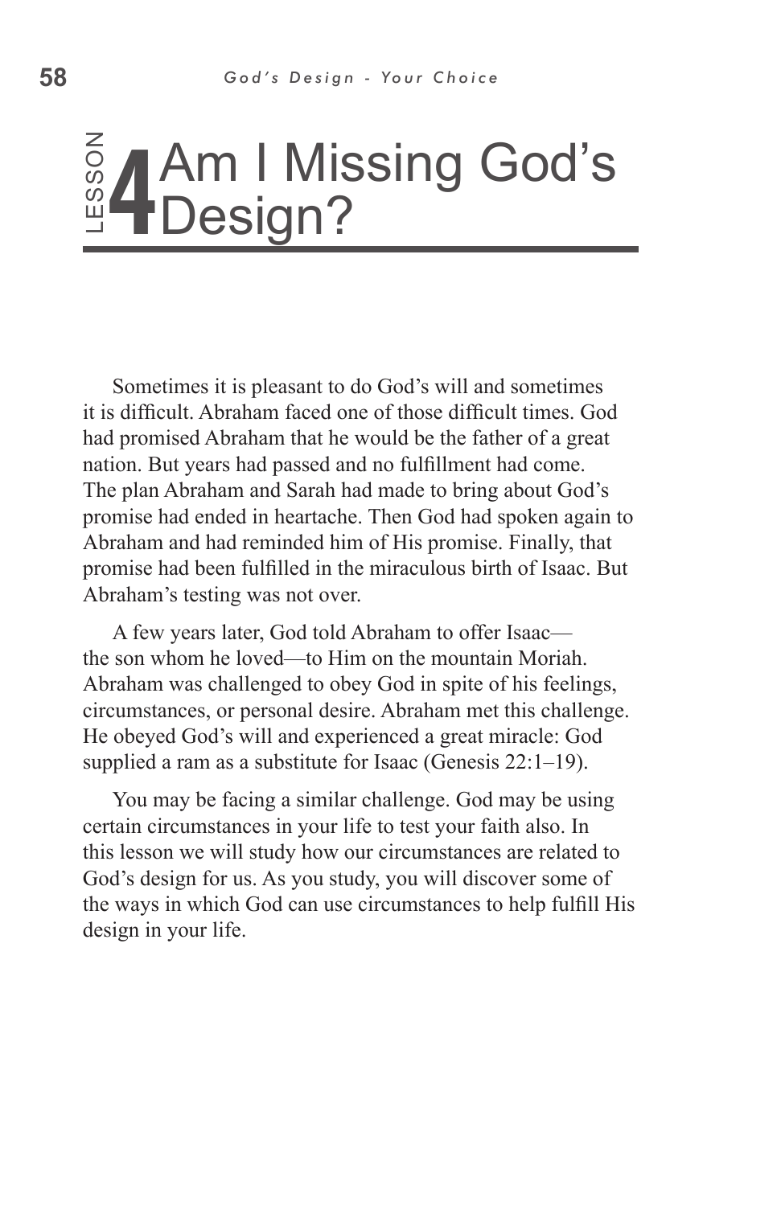# LESSON 4 Am I Missing God's Design?

Sometimes it is pleasant to do God's will and sometimes it is difficult. Abraham faced one of those difficult times. God had promised Abraham that he would be the father of a great nation. But years had passed and no fulfillment had come. The plan Abraham and Sarah had made to bring about God's promise had ended in heartache. Then God had spoken again to Abraham and had reminded him of His promise. Finally, that promise had been fulfilled in the miraculous birth of Isaac. But Abraham's testing was not over.

A few years later, God told Abraham to offer Isaac—the son whom he loved—to Him on the mountain Moriah. Abraham was challenged to obey God in spite of his feelings, circumstances, or personal desire. Abraham met this challenge. He obeyed God's will and experienced a great miracle: God supplied a ram as a substitute for Isaac (Genesis 22:1–19).

You may be facing a similar challenge. God may be using certain circumstances in your life to test your faith also. In this lesson we will study how our circumstances are related to God's design for us. As you study, you will discover some of the ways in which God can use circumstances to help fulfill His design in your life.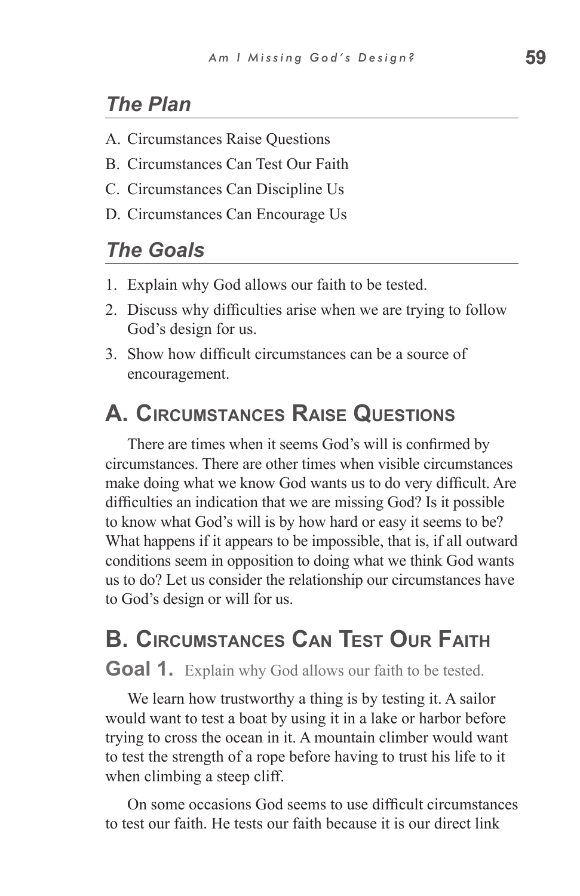## *The Plan*

A. Circumstances Raise Questions

B. Circumstances Can Test Our Faith

C. Circumstances Can Discipline Us

D. Circumstances Can Encourage Us

## *The Goals*

1. Explain why God allows our faith to be tested.
2. Discuss why difficulties arise when we are trying to follow God's design for us.
3. Show how difficult circumstances can be a source of encouragement.

# A. Circumstances Raise Questions

There are times when it seems God's will is confirmed by circumstances. There are other times when visible circumstances make doing what we know God wants us to do very difficult. Are difficulties an indication that we are missing God? Is it possible to know what God's will is by how hard or easy it seems to be? What happens if it appears to be impossible, that is, if all outward conditions seem in opposition to doing what we think God wants us to do? Let us consider the relationship our circumstances have to God's design or will for us.

# B. Circumstances Can Test Our Faith

**Goal 1.** Explain why God allows our faith to be tested.

We learn how trustworthy a thing is by testing it. A sailor would want to test a boat by using it in a lake or harbor before trying to cross the ocean in it. A mountain climber would want to test the strength of a rope before having to trust his life to it when climbing a steep cliff.

On some occasions God seems to use difficult circumstances to test our faith. He tests our faith because it is our direct link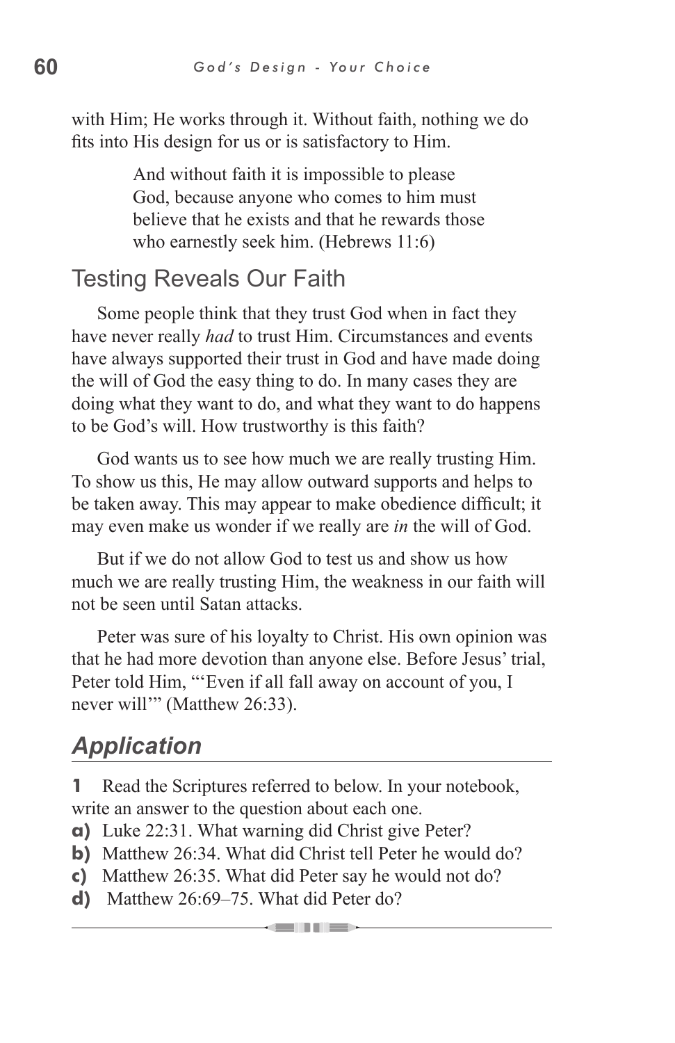with Him; He works through it. Without faith, nothing we do fits into His design for us or is satisfactory to Him.

> And without faith it is impossible to please God, because anyone who comes to him must believe that he exists and that he rewards those who earnestly seek him. (Hebrews 11:6)

## Testing Reveals Our Faith

Some people think that they trust God when in fact they have never really *had* to trust Him. Circumstances and events have always supported their trust in God and have made doing the will of God the easy thing to do. In many cases they are doing what they want to do, and what they want to do happens to be God's will. How trustworthy is this faith?

God wants us to see how much we are really trusting Him. To show us this, He may allow outward supports and helps to be taken away. This may appear to make obedience difficult; it may even make us wonder if we really are *in* the will of God.

But if we do not allow God to test us and show us how much we are really trusting Him, the weakness in our faith will not be seen until Satan attacks.

Peter was sure of his loyalty to Christ. His own opinion was that he had more devotion than anyone else. Before Jesus' trial, Peter told Him, "'Even if all fall away on account of you, I never will'" (Matthew 26:33).

## *Application*

**1** Read the Scriptures referred to below. In your notebook, write an answer to the question about each one.

**a)** Luke 22:31. What warning did Christ give Peter?
**b)** Matthew 26:34. What did Christ tell Peter he would do?
**c)** Matthew 26:35. What did Peter say he would not do?
**d)** Matthew 26:69–75. What did Peter do?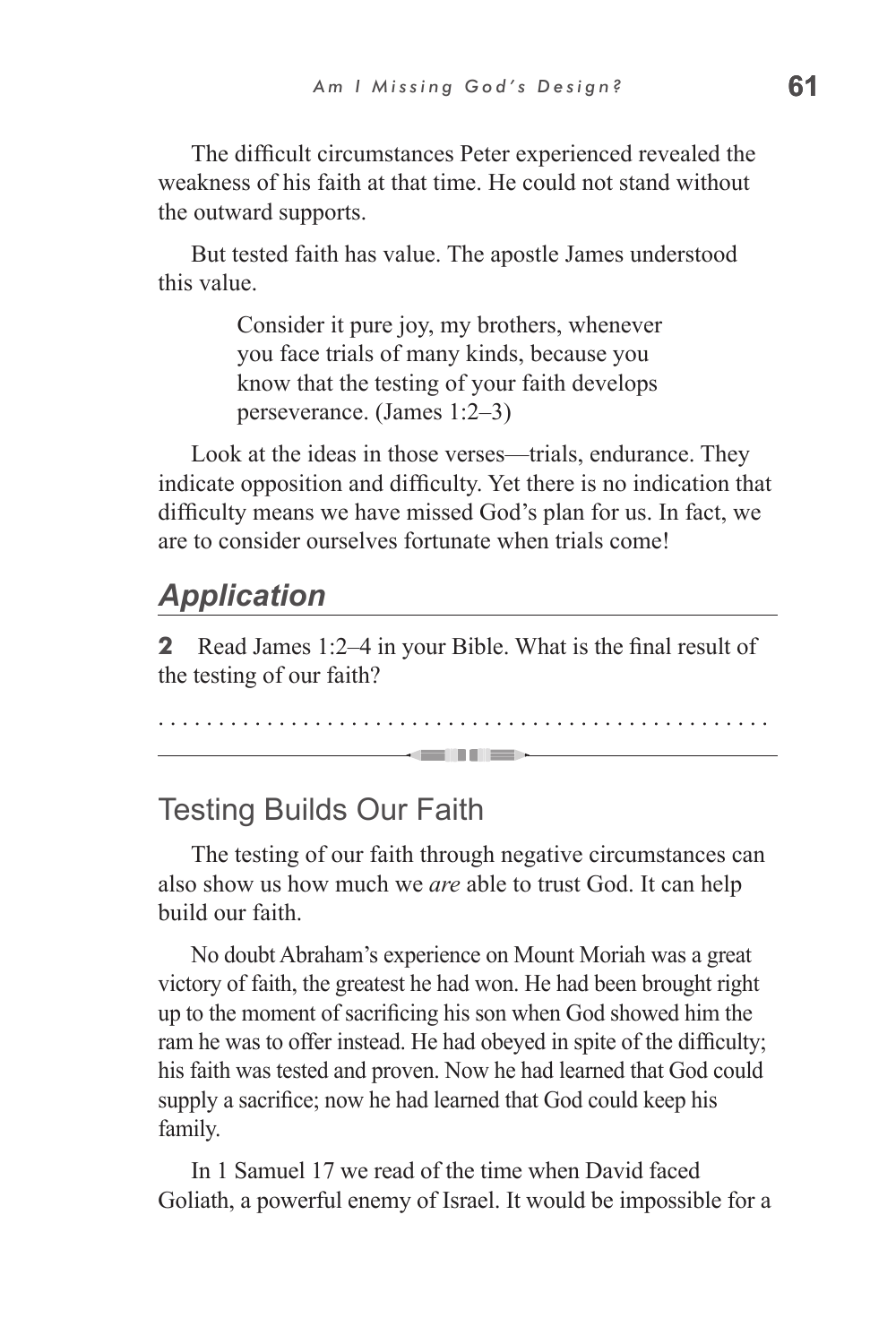The difficult circumstances Peter experienced revealed the weakness of his faith at that time. He could not stand without the outward supports.

But tested faith has value. The apostle James understood this value.

> Consider it pure joy, my brothers, whenever you face trials of many kinds, because you know that the testing of your faith develops perseverance. (James 1:2–3)

Look at the ideas in those verses—trials, endurance. They indicate opposition and difficulty. Yet there is no indication that difficulty means we have missed God's plan for us. In fact, we are to consider ourselves fortunate when trials come!

## *Application*

**2** Read James 1:2–4 in your Bible. What is the final result of the testing of our faith?

. . . . . . . . . . . . . . . . . . . . . . . . . . . . . . . . . . . . . . . . . . . . . . . .

---

## Testing Builds Our Faith

The testing of our faith through negative circumstances can also show us how much we *are* able to trust God. It can help build our faith.

No doubt Abraham's experience on Mount Moriah was a great victory of faith, the greatest he had won. He had been brought right up to the moment of sacrificing his son when God showed him the ram he was to offer instead. He had obeyed in spite of the difficulty; his faith was tested and proven. Now he had learned that God could supply a sacrifice; now he had learned that God could keep his family.

In 1 Samuel 17 we read of the time when David faced Goliath, a powerful enemy of Israel. It would be impossible for a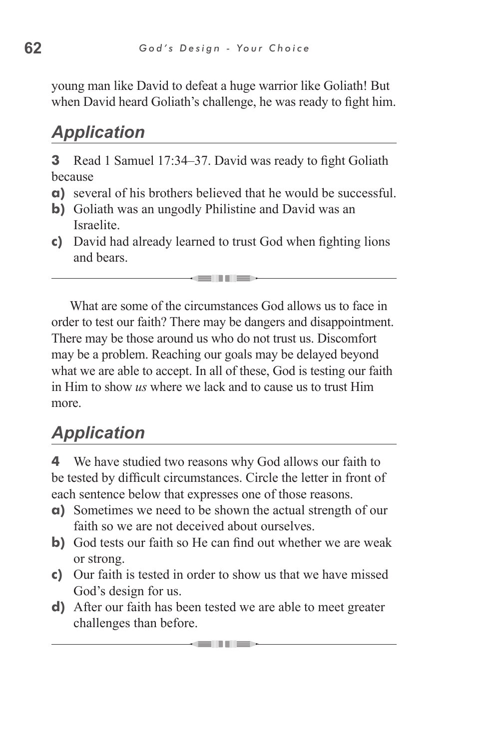young man like David to defeat a huge warrior like Goliath! But when David heard Goliath's challenge, he was ready to fight him.

## *Application*

**3** Read 1 Samuel 17:34–37. David was ready to fight Goliath because

**a)** several of his brothers believed that he would be successful.
**b)** Goliath was an ungodly Philistine and David was an Israelite.
**c)** David had already learned to trust God when fighting lions and bears.

---

What are some of the circumstances God allows us to face in order to test our faith? There may be dangers and disappointment. There may be those around us who do not trust us. Discomfort may be a problem. Reaching our goals may be delayed beyond what we are able to accept. In all of these, God is testing our faith in Him to show *us* where we lack and to cause us to trust Him more.

## *Application*

**4** We have studied two reasons why God allows our faith to be tested by difficult circumstances. Circle the letter in front of each sentence below that expresses one of those reasons.

**a)** Sometimes we need to be shown the actual strength of our faith so we are not deceived about ourselves.
**b)** God tests our faith so He can find out whether we are weak or strong.
**c)** Our faith is tested in order to show us that we have missed God's design for us.
**d)** After our faith has been tested we are able to meet greater challenges than before.

---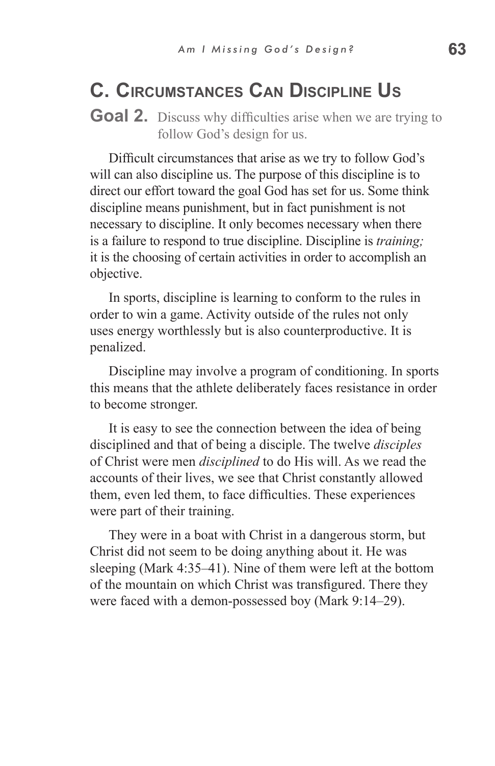## C. Circumstances Can Discipline Us

**Goal 2.** Discuss why difficulties arise when we are trying to follow God's design for us.

Difficult circumstances that arise as we try to follow God's will can also discipline us. The purpose of this discipline is to direct our effort toward the goal God has set for us. Some think discipline means punishment, but in fact punishment is not necessary to discipline. It only becomes necessary when there is a failure to respond to true discipline. Discipline is *training;* it is the choosing of certain activities in order to accomplish an objective.

In sports, discipline is learning to conform to the rules in order to win a game. Activity outside of the rules not only uses energy worthlessly but is also counterproductive. It is penalized.

Discipline may involve a program of conditioning. In sports this means that the athlete deliberately faces resistance in order to become stronger.

It is easy to see the connection between the idea of being disciplined and that of being a disciple. The twelve *disciples* of Christ were men *disciplined* to do His will. As we read the accounts of their lives, we see that Christ constantly allowed them, even led them, to face difficulties. These experiences were part of their training.

They were in a boat with Christ in a dangerous storm, but Christ did not seem to be doing anything about it. He was sleeping (Mark 4:35–41). Nine of them were left at the bottom of the mountain on which Christ was transfigured. There they were faced with a demon-possessed boy (Mark 9:14–29).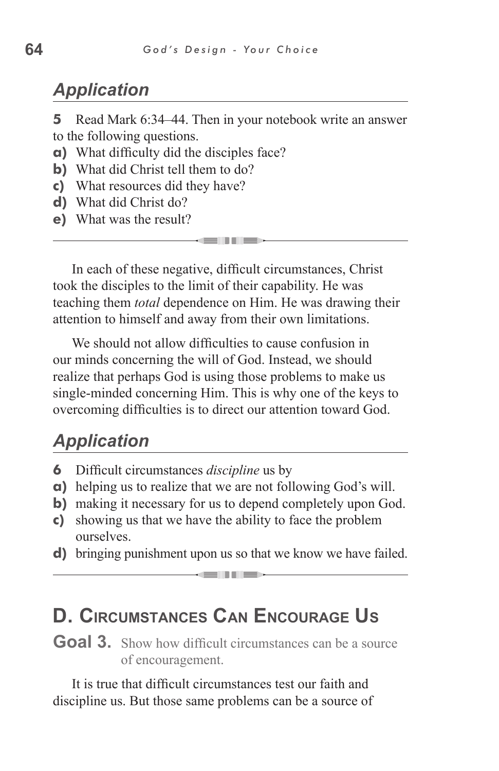## *Application*

**5** Read Mark 6:34–44. Then in your notebook write an answer to the following questions.

**a)** What difficulty did the disciples face?
**b)** What did Christ tell them to do?
**c)** What resources did they have?
**d)** What did Christ do?
**e)** What was the result?

---

In each of these negative, difficult circumstances, Christ took the disciples to the limit of their capability. He was teaching them *total* dependence on Him. He was drawing their attention to himself and away from their own limitations.

We should not allow difficulties to cause confusion in our minds concerning the will of God. Instead, we should realize that perhaps God is using those problems to make us single-minded concerning Him. This is why one of the keys to overcoming difficulties is to direct our attention toward God.

## *Application*

**6** Difficult circumstances *discipline* us by

**a)** helping us to realize that we are not following God's will.
**b)** making it necessary for us to depend completely upon God.
**c)** showing us that we have the ability to face the problem ourselves.
**d)** bringing punishment upon us so that we know we have failed.

---

# D. Circumstances Can Encourage Us

**Goal 3.** Show how difficult circumstances can be a source of encouragement.

It is true that difficult circumstances test our faith and discipline us. But those same problems can be a source of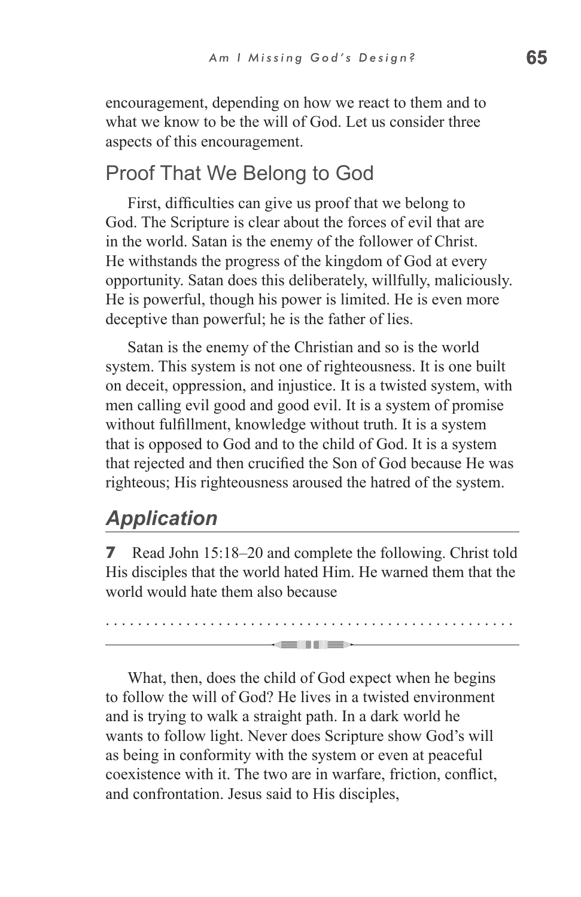encouragement, depending on how we react to them and to what we know to be the will of God. Let us consider three aspects of this encouragement.

## Proof That We Belong to God

First, difficulties can give us proof that we belong to God. The Scripture is clear about the forces of evil that are in the world. Satan is the enemy of the follower of Christ. He withstands the progress of the kingdom of God at every opportunity. Satan does this deliberately, willfully, maliciously. He is powerful, though his power is limited. He is even more deceptive than powerful; he is the father of lies.

Satan is the enemy of the Christian and so is the world system. This system is not one of righteousness. It is one built on deceit, oppression, and injustice. It is a twisted system, with men calling evil good and good evil. It is a system of promise without fulfillment, knowledge without truth. It is a system that is opposed to God and to the child of God. It is a system that rejected and then crucified the Son of God because He was righteous; His righteousness aroused the hatred of the system.

## *Application*

**7** Read John 15:18–20 and complete the following. Christ told His disciples that the world hated Him. He warned them that the world would hate them also because

. . . . . . . . . . . . . . . . . . . . . . . . . . . . . . . . . . . . . . . . . . . . . . . . . . . .

---

What, then, does the child of God expect when he begins to follow the will of God? He lives in a twisted environment and is trying to walk a straight path. In a dark world he wants to follow light. Never does Scripture show God's will as being in conformity with the system or even at peaceful coexistence with it. The two are in warfare, friction, conflict, and confrontation. Jesus said to His disciples,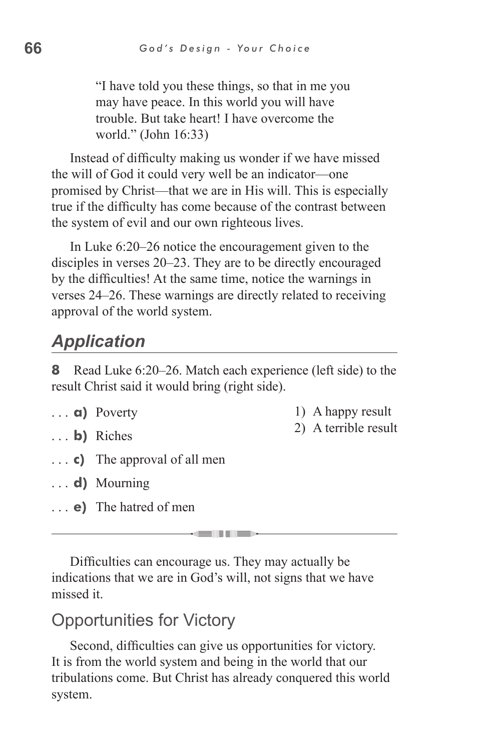“I have told you these things, so that in me you may have peace. In this world you will have trouble. But take heart! I have overcome the world.” (John 16:33)

Instead of difficulty making us wonder if we have missed the will of God it could very well be an indicator—one promised by Christ—that we are in His will. This is especially true if the difficulty has come because of the contrast between the system of evil and our own righteous lives.

In Luke 6:20–26 notice the encouragement given to the disciples in verses 20–23. They are to be directly encouraged by the difficulties! At the same time, notice the warnings in verses 24–26. These warnings are directly related to receiving approval of the world system.

## *Application*

**8** Read Luke 6:20–26. Match each experience (left side) to the result Christ said it would bring (right side).

. . . **a)** Poverty

. . . **b)** Riches

. . . **c)** The approval of all men

. . . **d)** Mourning

. . . **e)** The hatred of men

1) A happy result
2) A terrible result

---

Difficulties can encourage us. They may actually be indications that we are in God’s will, not signs that we have missed it.

## Opportunities for Victory

Second, difficulties can give us opportunities for victory. It is from the world system and being in the world that our tribulations come. But Christ has already conquered this world system.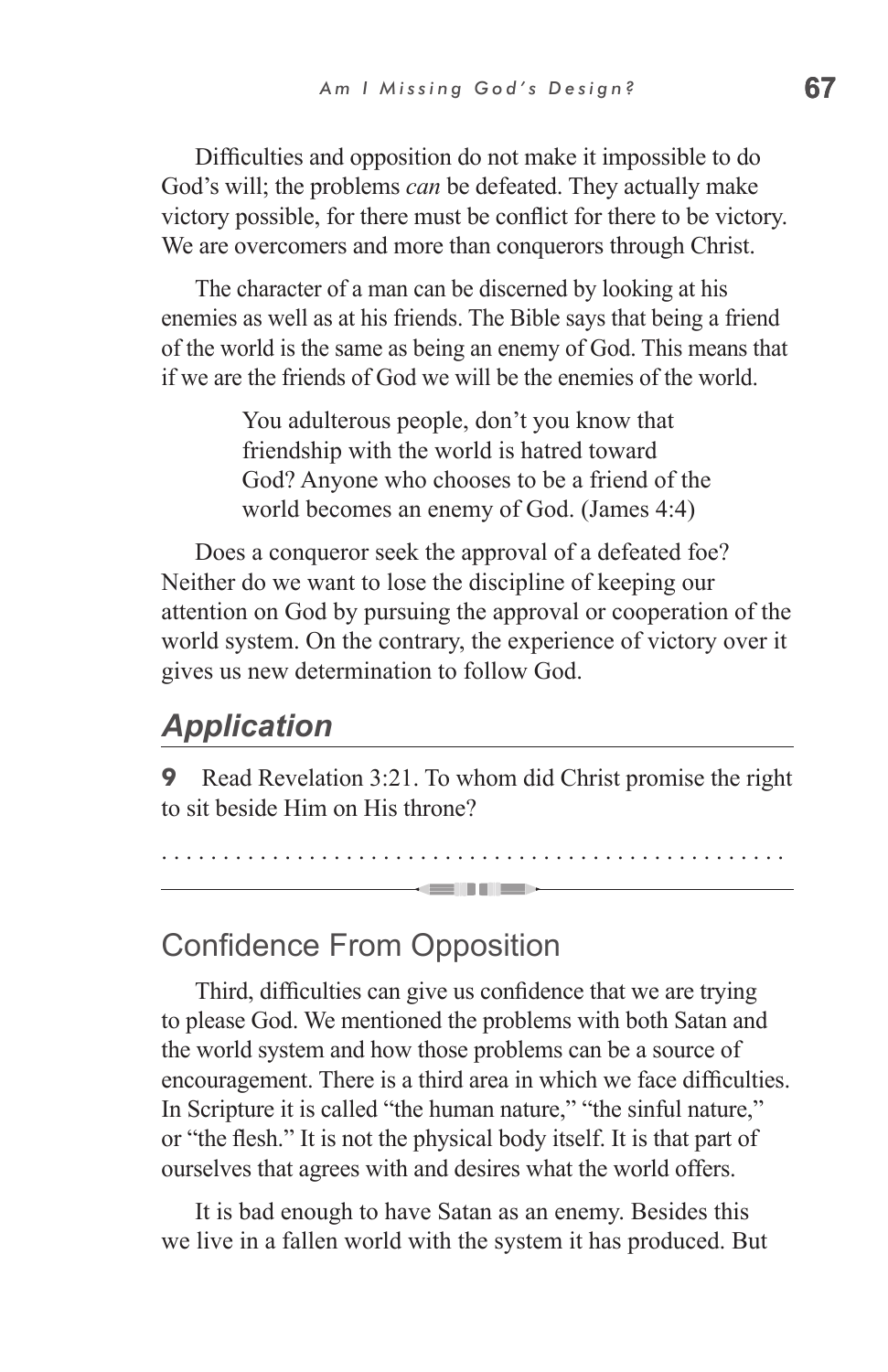Difficulties and opposition do not make it impossible to do God's will; the problems *can* be defeated. They actually make victory possible, for there must be conflict for there to be victory. We are overcomers and more than conquerors through Christ.

The character of a man can be discerned by looking at his enemies as well as at his friends. The Bible says that being a friend of the world is the same as being an enemy of God. This means that if we are the friends of God we will be the enemies of the world.

> You adulterous people, don't you know that friendship with the world is hatred toward God? Anyone who chooses to be a friend of the world becomes an enemy of God. (James 4:4)

Does a conqueror seek the approval of a defeated foe? Neither do we want to lose the discipline of keeping our attention on God by pursuing the approval or cooperation of the world system. On the contrary, the experience of victory over it gives us new determination to follow God.

## *Application*

**9** Read Revelation 3:21. To whom did Christ promise the right to sit beside Him on His throne?

. . . . . . . . . . . . . . . . . . . . . . . . . . . . . . . . . . . . . . . . . . . . . . . . . .

---

## Confidence From Opposition

Third, difficulties can give us confidence that we are trying to please God. We mentioned the problems with both Satan and the world system and how those problems can be a source of encouragement. There is a third area in which we face difficulties. In Scripture it is called "the human nature," "the sinful nature," or "the flesh." It is not the physical body itself. It is that part of ourselves that agrees with and desires what the world offers.

It is bad enough to have Satan as an enemy. Besides this we live in a fallen world with the system it has produced. But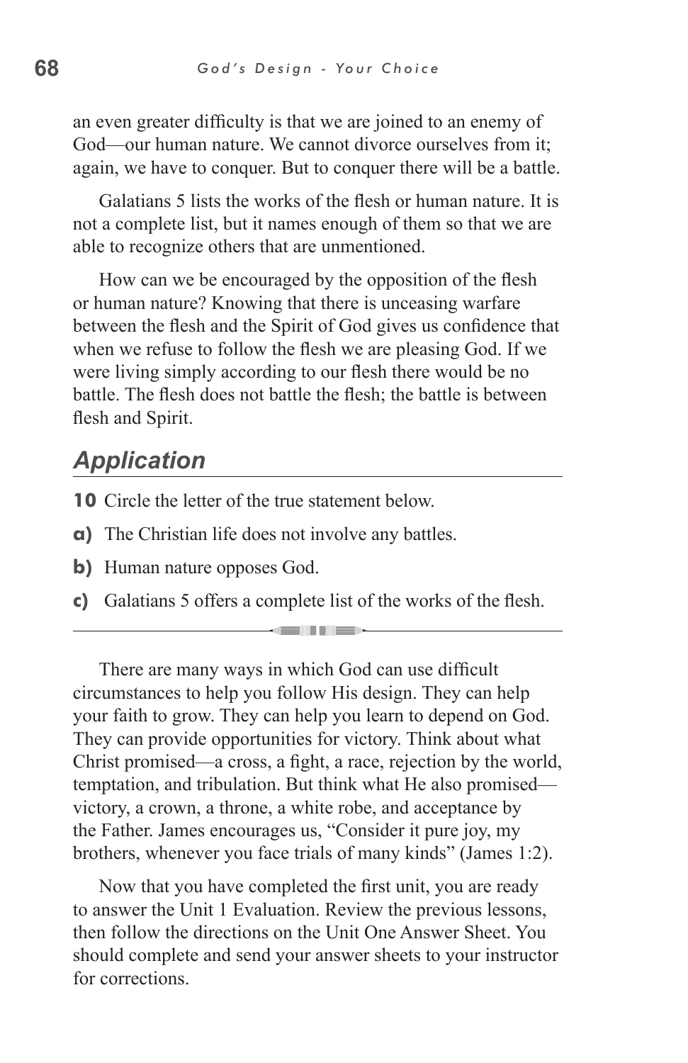an even greater difficulty is that we are joined to an enemy of God—our human nature. We cannot divorce ourselves from it; again, we have to conquer. But to conquer there will be a battle.

Galatians 5 lists the works of the flesh or human nature. It is not a complete list, but it names enough of them so that we are able to recognize others that are unmentioned.

How can we be encouraged by the opposition of the flesh or human nature? Knowing that there is unceasing warfare between the flesh and the Spirit of God gives us confidence that when we refuse to follow the flesh we are pleasing God. If we were living simply according to our flesh there would be no battle. The flesh does not battle the flesh; the battle is between flesh and Spirit.

## *Application*

**10** Circle the letter of the true statement below.

**a)** The Christian life does not involve any battles.

**b)** Human nature opposes God.

**c)** Galatians 5 offers a complete list of the works of the flesh.

---

There are many ways in which God can use difficult circumstances to help you follow His design. They can help your faith to grow. They can help you learn to depend on God. They can provide opportunities for victory. Think about what Christ promised—a cross, a fight, a race, rejection by the world, temptation, and tribulation. But think what He also promised—victory, a crown, a throne, a white robe, and acceptance by the Father. James encourages us, "Consider it pure joy, my brothers, whenever you face trials of many kinds" (James 1:2).

Now that you have completed the first unit, you are ready to answer the Unit 1 Evaluation. Review the previous lessons, then follow the directions on the Unit One Answer Sheet. You should complete and send your answer sheets to your instructor for corrections.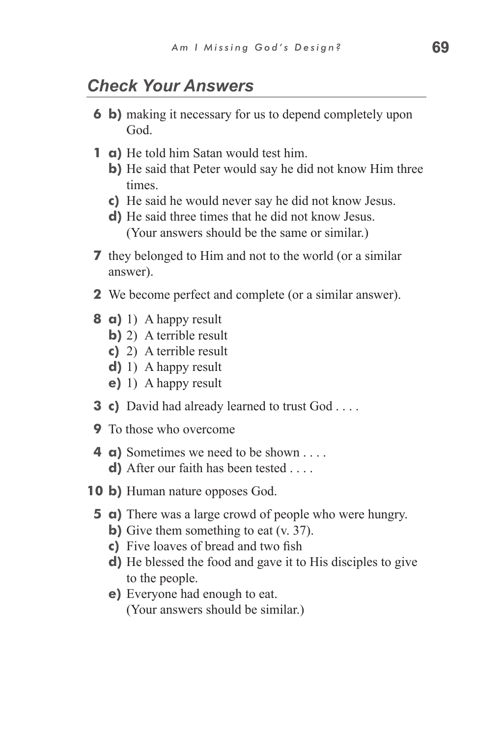## Check Your Answers

**6 b)** making it necessary for us to depend completely upon God.

**1 a)** He told him Satan would test him.
**b)** He said that Peter would say he did not know Him three times.
**c)** He said he would never say he did not know Jesus.
**d)** He said three times that he did not know Jesus.
(Your answers should be the same or similar.)

**7** they belonged to Him and not to the world (or a similar answer).

**2** We become perfect and complete (or a similar answer).

**8 a)** 1) A happy result
**b)** 2) A terrible result
**c)** 2) A terrible result
**d)** 1) A happy result
**e)** 1) A happy result

**3 c)** David had already learned to trust God . . . .

**9** To those who overcome

**4 a)** Sometimes we need to be shown . . . .
**d)** After our faith has been tested . . . .

**10 b)** Human nature opposes God.

**5 a)** There was a large crowd of people who were hungry.
**b)** Give them something to eat (v. 37).
**c)** Five loaves of bread and two fish
**d)** He blessed the food and gave it to His disciples to give to the people.
**e)** Everyone had enough to eat.
(Your answers should be similar.)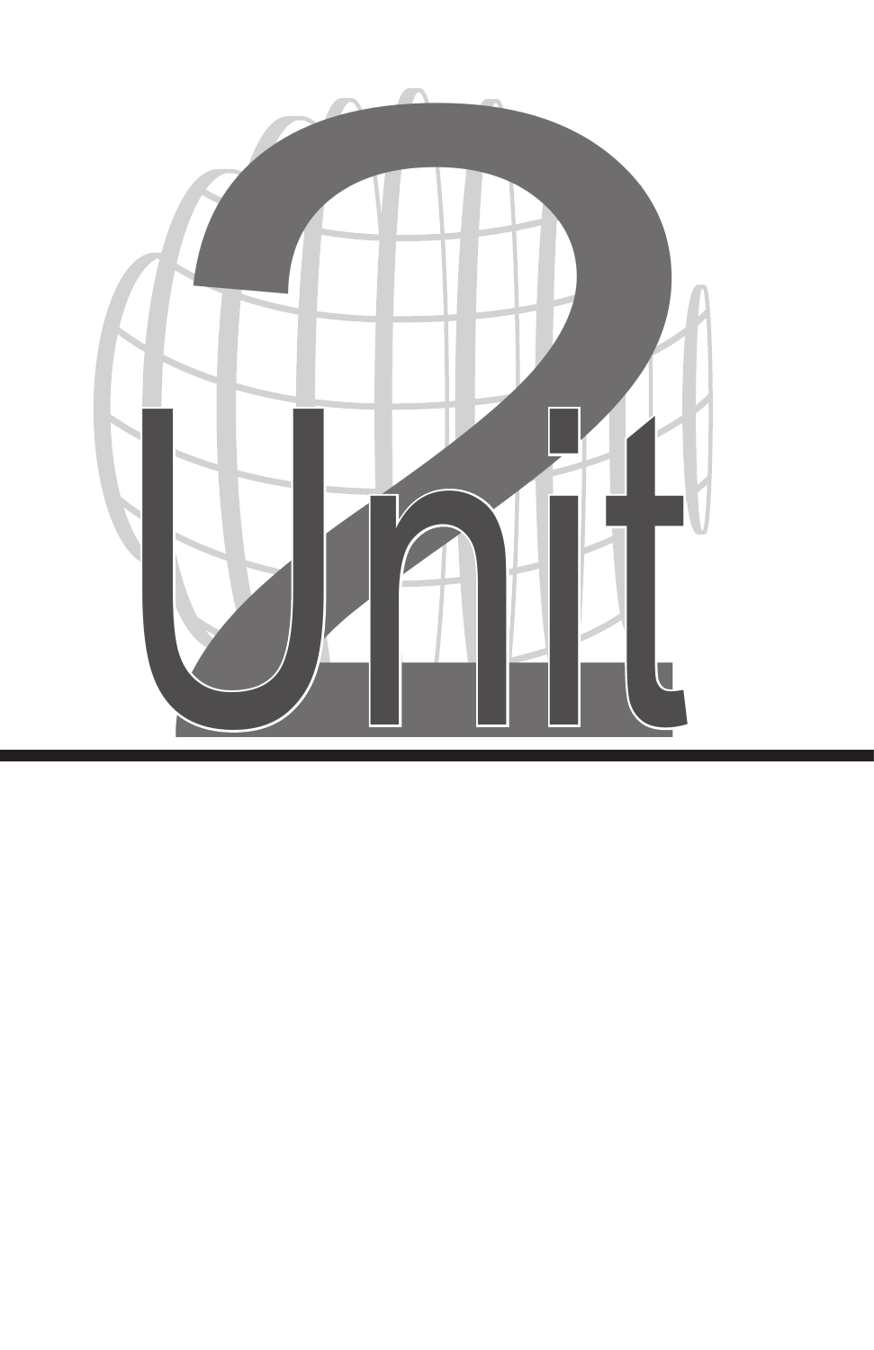# Unit 2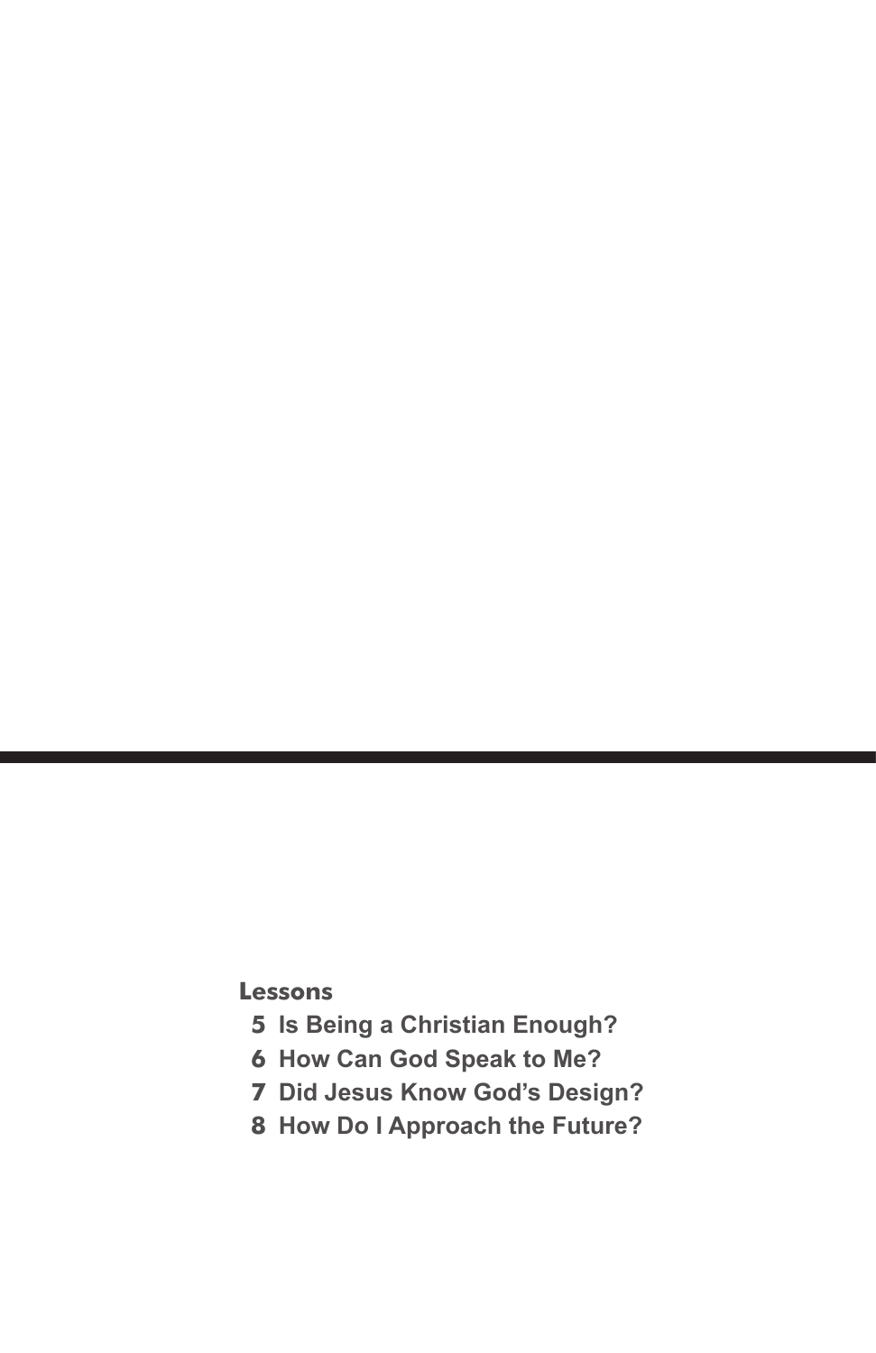**Lessons**

5 Is Being a Christian Enough?

6 How Can God Speak to Me?

7 Did Jesus Know God's Design?

8 How Do I Approach the Future?